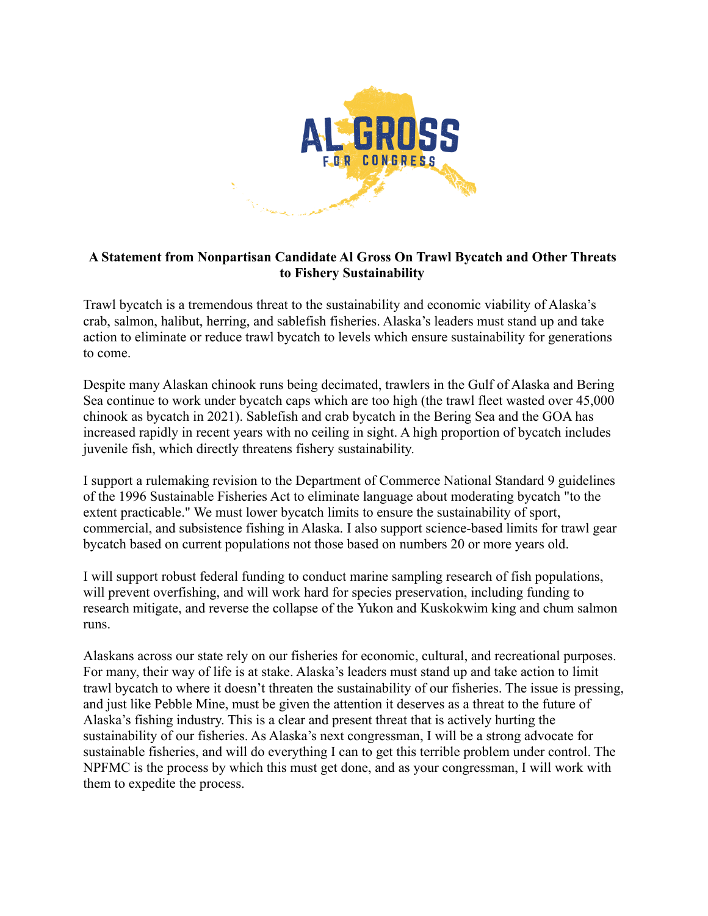AL GROSS FOR CONGRESS

**A Statement from Nonpartisan Candidate Al Gross On Trawl Bycatch and Other Threats to Fishery Sustainability**

Trawl bycatch is a tremendous threat to the sustainability and economic viability of Alaska's crab, salmon, halibut, herring, and sablefish fisheries. Alaska's leaders must stand up and take action to eliminate or reduce trawl bycatch to levels which ensure sustainability for generations to come.

Despite many Alaskan chinook runs being decimated, trawlers in the Gulf of Alaska and Bering Sea continue to work under bycatch caps which are too high (the trawl fleet wasted over 45,000 chinook as bycatch in 2021). Sablefish and crab bycatch in the Bering Sea and the GOA has increased rapidly in recent years with no ceiling in sight. A high proportion of bycatch includes juvenile fish, which directly threatens fishery sustainability.

I support a rulemaking revision to the Department of Commerce National Standard 9 guidelines of the 1996 Sustainable Fisheries Act to eliminate language about moderating bycatch "to the extent practicable." We must lower bycatch limits to ensure the sustainability of sport, commercial, and subsistence fishing in Alaska. I also support science-based limits for trawl gear bycatch based on current populations not those based on numbers 20 or more years old.

I will support robust federal funding to conduct marine sampling research of fish populations, will prevent overfishing, and will work hard for species preservation, including funding to research mitigate, and reverse the collapse of the Yukon and Kuskokwim king and chum salmon runs.

Alaskans across our state rely on our fisheries for economic, cultural, and recreational purposes. For many, their way of life is at stake. Alaska's leaders must stand up and take action to limit trawl bycatch to where it doesn't threaten the sustainability of our fisheries. The issue is pressing, and just like Pebble Mine, must be given the attention it deserves as a threat to the future of Alaska's fishing industry. This is a clear and present threat that is actively hurting the sustainability of our fisheries. As Alaska's next congressman, I will be a strong advocate for sustainable fisheries, and will do everything I can to get this terrible problem under control. The NPFMC is the process by which this must get done, and as your congressman, I will work with them to expedite the process.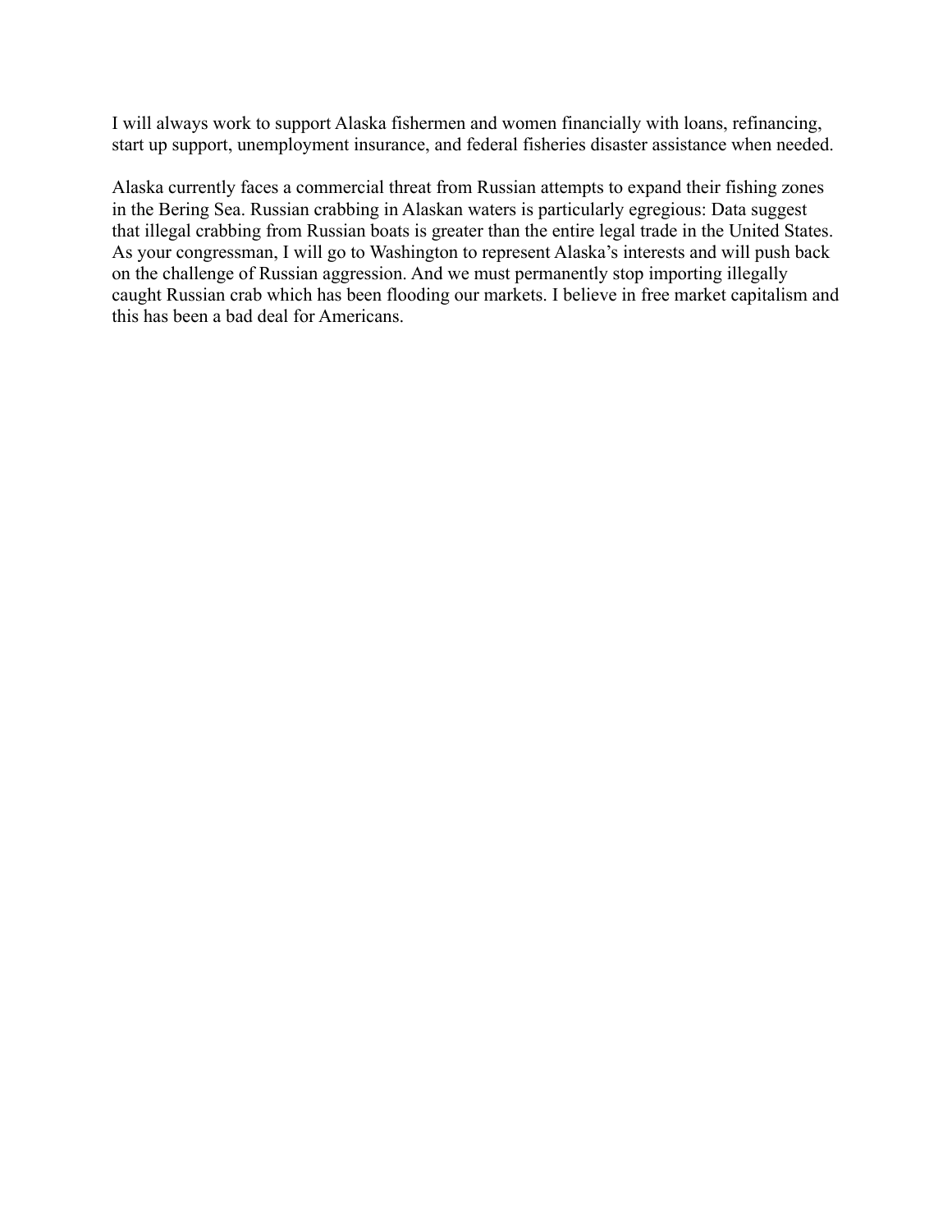I will always work to support Alaska fishermen and women financially with loans, refinancing, start up support, unemployment insurance, and federal fisheries disaster assistance when needed.

Alaska currently faces a commercial threat from Russian attempts to expand their fishing zones in the Bering Sea. Russian crabbing in Alaskan waters is particularly egregious: Data suggest that illegal crabbing from Russian boats is greater than the entire legal trade in the United States. As your congressman, I will go to Washington to represent Alaska's interests and will push back on the challenge of Russian aggression. And we must permanently stop importing illegally caught Russian crab which has been flooding our markets. I believe in free market capitalism and this has been a bad deal for Americans.